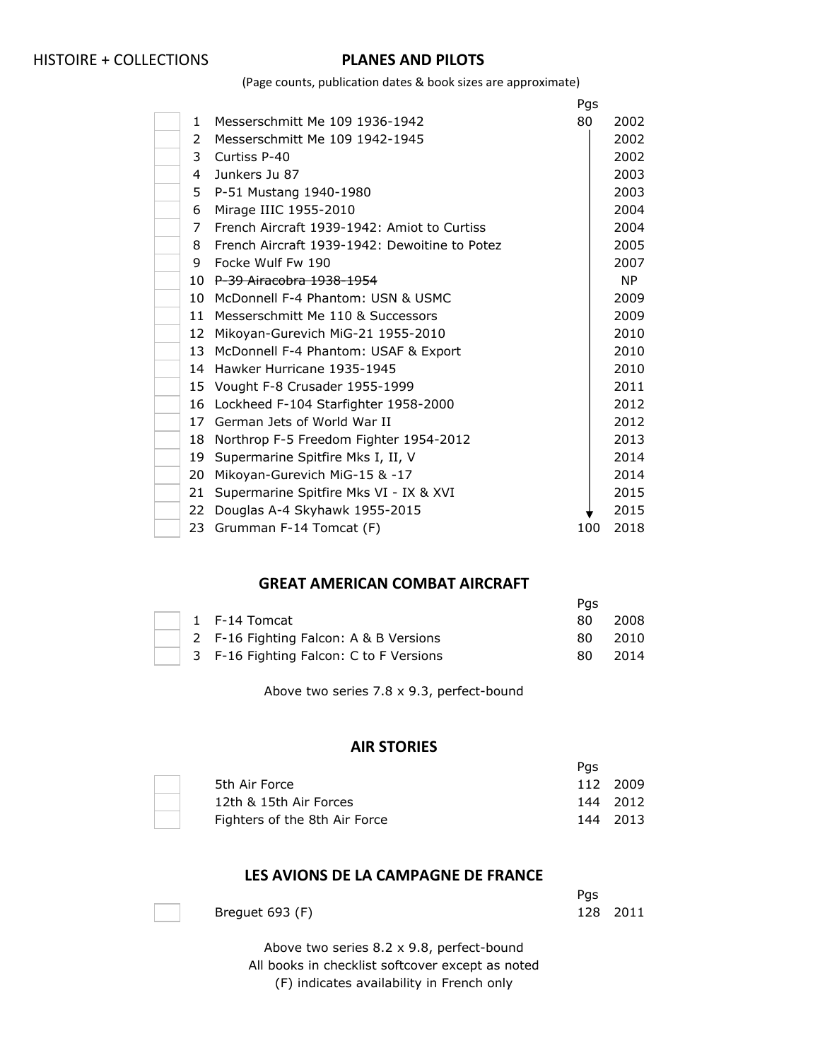HISTOIRE + COLLECTIONS

## PLANES AND PILOTS

(Page counts, publication dates & book sizes are approximate)

| | # | Title | Pgs | Year |
|---|---|---|---|---|
| ☐ | 1 | Messerschmitt Me 109 1936-1942 | 80 | 2002 |
| ☐ | 2 | Messerschmitt Me 109 1942-1945 | ↓ | 2002 |
| ☐ | 3 | Curtiss P-40 | ↓ | 2002 |
| ☐ | 4 | Junkers Ju 87 | ↓ | 2003 |
| ☐ | 5 | P-51 Mustang 1940-1980 | ↓ | 2003 |
| ☐ | 6 | Mirage IIIC 1955-2010 | ↓ | 2004 |
| ☐ | 7 | French Aircraft 1939-1942: Amiot to Curtiss | ↓ | 2004 |
| ☐ | 8 | French Aircraft 1939-1942: Dewoitine to Potez | ↓ | 2005 |
| ☐ | 9 | Focke Wulf Fw 190 | ↓ | 2007 |
| ☐ | 10 | ~~P-39 Airacobra 1938-1954~~ | ↓ | NP |
| ☐ | 10 | McDonnell F-4 Phantom: USN & USMC | ↓ | 2009 |
| ☐ | 11 | Messerschmitt Me 110 & Successors | ↓ | 2009 |
| ☐ | 12 | Mikoyan-Gurevich MiG-21 1955-2010 | ↓ | 2010 |
| ☐ | 13 | McDonnell F-4 Phantom: USAF & Export | ↓ | 2010 |
| ☐ | 14 | Hawker Hurricane 1935-1945 | ↓ | 2010 |
| ☐ | 15 | Vought F-8 Crusader 1955-1999 | ↓ | 2011 |
| ☐ | 16 | Lockheed F-104 Starfighter 1958-2000 | ↓ | 2012 |
| ☐ | 17 | German Jets of World War II | ↓ | 2012 |
| ☐ | 18 | Northrop F-5 Freedom Fighter 1954-2012 | ↓ | 2013 |
| ☐ | 19 | Supermarine Spitfire Mks I, II, V | ↓ | 2014 |
| ☐ | 20 | Mikoyan-Gurevich MiG-15 & -17 | ↓ | 2014 |
| ☐ | 21 | Supermarine Spitfire Mks VI - IX & XVI | ↓ | 2015 |
| ☐ | 22 | Douglas A-4 Skyhawk 1955-2015 | ↓ | 2015 |
| ☐ | 23 | Grumman F-14 Tomcat (F) | 100 | 2018 |

## GREAT AMERICAN COMBAT AIRCRAFT

| | # | Title | Pgs | Year |
|---|---|---|---|---|
| ☐ | 1 | F-14 Tomcat | 80 | 2008 |
| ☐ | 2 | F-16 Fighting Falcon: A & B Versions | 80 | 2010 |
| ☐ | 3 | F-16 Fighting Falcon: C to F Versions | 80 | 2014 |

Above two series 7.8 x 9.3, perfect-bound

## AIR STORIES

| | Title | Pgs | Year |
|---|---|---|---|
| ☐ | 5th Air Force | 112 | 2009 |
| ☐ | 12th & 15th Air Forces | 144 | 2012 |
| ☐ | Fighters of the 8th Air Force | 144 | 2013 |

## LES AVIONS DE LA CAMPAGNE DE FRANCE

| | Title | Pgs | Year |
|---|---|---|---|
| ☐ | Breguet 693 (F) | 128 | 2011 |

Above two series 8.2 x 9.8, perfect-bound

All books in checklist softcover except as noted

(F) indicates availability in French only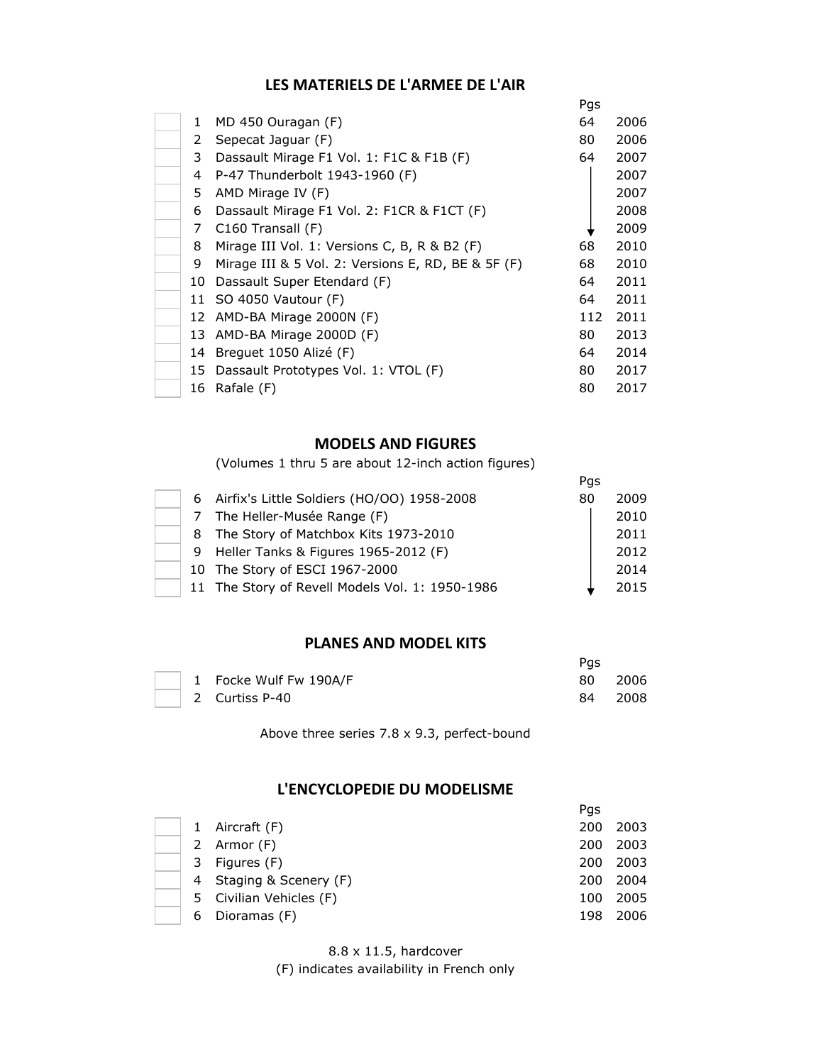## LES MATERIELS DE L'ARMEE DE L'AIR

| | No. | Title | Pgs | Year |
|---|---|---|---|---|
| | 1 | MD 450 Ouragan (F) | 64 | 2006 |
| | 2 | Sepecat Jaguar (F) | 80 | 2006 |
| | 3 | Dassault Mirage F1 Vol. 1: F1C & F1B (F) | 64 | 2007 |
| | 4 | P-47 Thunderbolt 1943-1960 (F) | ↓ | 2007 |
| | 5 | AMD Mirage IV (F) | ↓ | 2007 |
| | 6 | Dassault Mirage F1 Vol. 2: F1CR & F1CT (F) | ↓ | 2008 |
| | 7 | C160 Transall (F) | ↓ | 2009 |
| | 8 | Mirage III Vol. 1: Versions C, B, R & B2 (F) | 68 | 2010 |
| | 9 | Mirage III & 5 Vol. 2: Versions E, RD, BE & 5F (F) | 68 | 2010 |
| | 10 | Dassault Super Etendard (F) | 64 | 2011 |
| | 11 | SO 4050 Vautour (F) | 64 | 2011 |
| | 12 | AMD-BA Mirage 2000N (F) | 112 | 2011 |
| | 13 | AMD-BA Mirage 2000D (F) | 80 | 2013 |
| | 14 | Breguet 1050 Alizé (F) | 64 | 2014 |
| | 15 | Dassault Prototypes Vol. 1: VTOL (F) | 80 | 2017 |
| | 16 | Rafale (F) | 80 | 2017 |

## MODELS AND FIGURES

(Volumes 1 thru 5 are about 12-inch action figures)

| | No. | Title | Pgs | Year |
|---|---|---|---|---|
| | 6 | Airfix's Little Soldiers (HO/OO) 1958-2008 | 80 | 2009 |
| | 7 | The Heller-Musée Range (F) | ↓ | 2010 |
| | 8 | The Story of Matchbox Kits 1973-2010 | ↓ | 2011 |
| | 9 | Heller Tanks & Figures 1965-2012 (F) | ↓ | 2012 |
| | 10 | The Story of ESCI 1967-2000 | ↓ | 2014 |
| | 11 | The Story of Revell Models Vol. 1: 1950-1986 | ↓ | 2015 |

## PLANES AND MODEL KITS

| | No. | Title | Pgs | Year |
|---|---|---|---|---|
| | 1 | Focke Wulf Fw 190A/F | 80 | 2006 |
| | 2 | Curtiss P-40 | 84 | 2008 |

Above three series 7.8 x 9.3, perfect-bound

## L'ENCYCLOPEDIE DU MODELISME

| | No. | Title | Pgs | Year |
|---|---|---|---|---|
| | 1 | Aircraft (F) | 200 | 2003 |
| | 2 | Armor (F) | 200 | 2003 |
| | 3 | Figures (F) | 200 | 2003 |
| | 4 | Staging & Scenery (F) | 200 | 2004 |
| | 5 | Civilian Vehicles (F) | 100 | 2005 |
| | 6 | Dioramas (F) | 198 | 2006 |

8.8 x 11.5, hardcover

(F) indicates availability in French only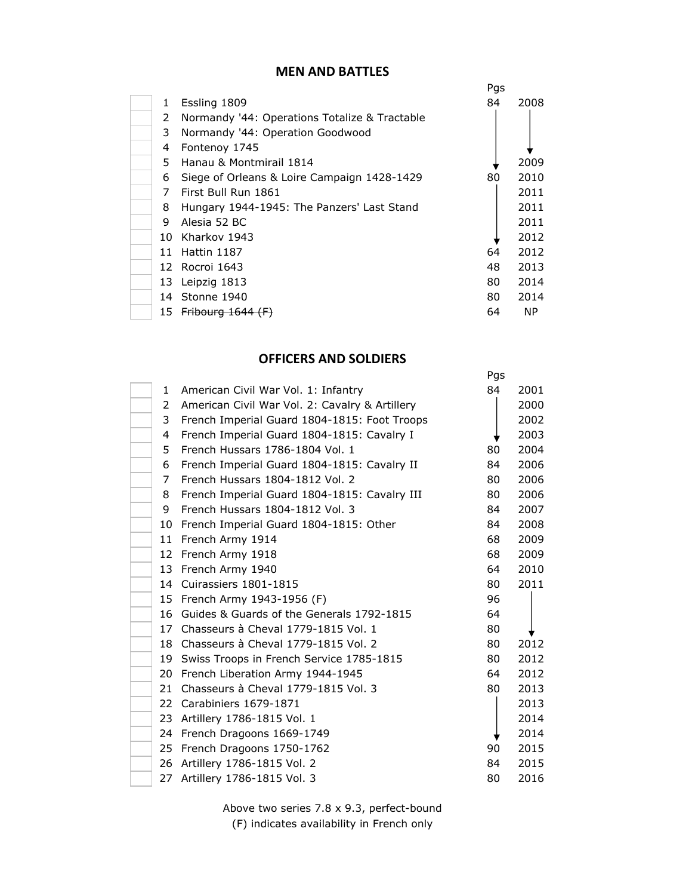## MEN AND BATTLES

| | | Pgs | |
|---|---|---|---|
| 1 | Essling 1809 | 84 | 2008 |
| 2 | Normandy '44: Operations Totalize & Tractable | ↓ | ↓ |
| 3 | Normandy '44: Operation Goodwood | ↓ | ↓ |
| 4 | Fontenoy 1745 | ↓ | ↓ |
| 5 | Hanau & Montmirail 1814 | ↓ | 2009 |
| 6 | Siege of Orleans & Loire Campaign 1428-1429 | 80 | 2010 |
| 7 | First Bull Run 1861 | ↓ | 2011 |
| 8 | Hungary 1944-1945: The Panzers' Last Stand | ↓ | 2011 |
| 9 | Alesia 52 BC | ↓ | 2011 |
| 10 | Kharkov 1943 | ↓ | 2012 |
| 11 | Hattin 1187 | 64 | 2012 |
| 12 | Rocroi 1643 | 48 | 2013 |
| 13 | Leipzig 1813 | 80 | 2014 |
| 14 | Stonne 1940 | 80 | 2014 |
| 15 | ~~Fribourg 1644 (F)~~ | 64 | NP |

## OFFICERS AND SOLDIERS

| | | Pgs | |
|---|---|---|---|
| 1 | American Civil War Vol. 1: Infantry | 84 | 2001 |
| 2 | American Civil War Vol. 2: Cavalry & Artillery | ↓ | 2000 |
| 3 | French Imperial Guard 1804-1815: Foot Troops | ↓ | 2002 |
| 4 | French Imperial Guard 1804-1815: Cavalry I | ↓ | 2003 |
| 5 | French Hussars 1786-1804 Vol. 1 | 80 | 2004 |
| 6 | French Imperial Guard 1804-1815: Cavalry II | 84 | 2006 |
| 7 | French Hussars 1804-1812 Vol. 2 | 80 | 2006 |
| 8 | French Imperial Guard 1804-1815: Cavalry III | 80 | 2006 |
| 9 | French Hussars 1804-1812 Vol. 3 | 84 | 2007 |
| 10 | French Imperial Guard 1804-1815: Other | 84 | 2008 |
| 11 | French Army 1914 | 68 | 2009 |
| 12 | French Army 1918 | 68 | 2009 |
| 13 | French Army 1940 | 64 | 2010 |
| 14 | Cuirassiers 1801-1815 | 80 | 2011 |
| 15 | French Army 1943-1956 (F) | 96 | ↓ |
| 16 | Guides & Guards of the Generals 1792-1815 | 64 | ↓ |
| 17 | Chasseurs à Cheval 1779-1815 Vol. 1 | 80 | ↓ |
| 18 | Chasseurs à Cheval 1779-1815 Vol. 2 | 80 | 2012 |
| 19 | Swiss Troops in French Service 1785-1815 | 80 | 2012 |
| 20 | French Liberation Army 1944-1945 | 64 | 2012 |
| 21 | Chasseurs à Cheval 1779-1815 Vol. 3 | 80 | 2013 |
| 22 | Carabiniers 1679-1871 | ↓ | 2013 |
| 23 | Artillery 1786-1815 Vol. 1 | ↓ | 2014 |
| 24 | French Dragoons 1669-1749 | ↓ | 2014 |
| 25 | French Dragoons 1750-1762 | 90 | 2015 |
| 26 | Artillery 1786-1815 Vol. 2 | 84 | 2015 |
| 27 | Artillery 1786-1815 Vol. 3 | 80 | 2016 |

Above two series 7.8 x 9.3, perfect-bound

(F) indicates availability in French only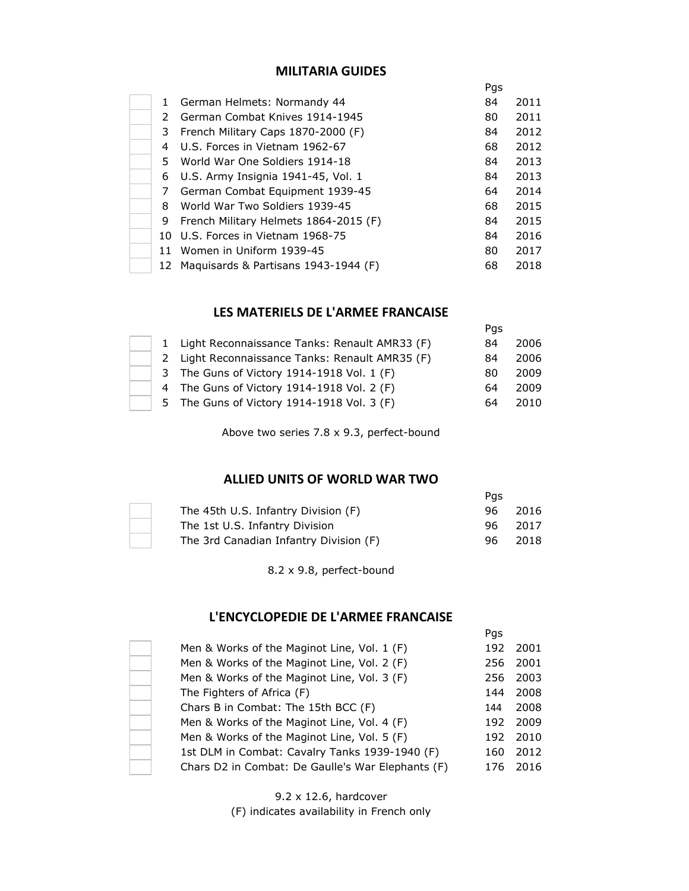## MILITARIA GUIDES

| | # | Title | Pgs | Year |
|---|---|---|---|---|
| | 1 | German Helmets: Normandy 44 | 84 | 2011 |
| | 2 | German Combat Knives 1914-1945 | 80 | 2011 |
| | 3 | French Military Caps 1870-2000 (F) | 84 | 2012 |
| | 4 | U.S. Forces in Vietnam 1962-67 | 68 | 2012 |
| | 5 | World War One Soldiers 1914-18 | 84 | 2013 |
| | 6 | U.S. Army Insignia 1941-45, Vol. 1 | 84 | 2013 |
| | 7 | German Combat Equipment 1939-45 | 64 | 2014 |
| | 8 | World War Two Soldiers 1939-45 | 68 | 2015 |
| | 9 | French Military Helmets 1864-2015 (F) | 84 | 2015 |
| | 10 | U.S. Forces in Vietnam 1968-75 | 84 | 2016 |
| | 11 | Women in Uniform 1939-45 | 80 | 2017 |
| | 12 | Maquisards & Partisans 1943-1944 (F) | 68 | 2018 |

## LES MATERIELS DE L'ARMEE FRANCAISE

| | # | Title | Pgs | Year |
|---|---|---|---|---|
| | 1 | Light Reconnaissance Tanks: Renault AMR33 (F) | 84 | 2006 |
| | 2 | Light Reconnaissance Tanks: Renault AMR35 (F) | 84 | 2006 |
| | 3 | The Guns of Victory 1914-1918 Vol. 1 (F) | 80 | 2009 |
| | 4 | The Guns of Victory 1914-1918 Vol. 2 (F) | 64 | 2009 |
| | 5 | The Guns of Victory 1914-1918 Vol. 3 (F) | 64 | 2010 |

Above two series 7.8 x 9.3, perfect-bound

## ALLIED UNITS OF WORLD WAR TWO

| | Title | Pgs | Year |
|---|---|---|---|
| | The 45th U.S. Infantry Division (F) | 96 | 2016 |
| | The 1st U.S. Infantry Division | 96 | 2017 |
| | The 3rd Canadian Infantry Division (F) | 96 | 2018 |

8.2 x 9.8, perfect-bound

## L'ENCYCLOPEDIE DE L'ARMEE FRANCAISE

| | Title | Pgs | Year |
|---|---|---|---|
| | Men & Works of the Maginot Line, Vol. 1 (F) | 192 | 2001 |
| | Men & Works of the Maginot Line, Vol. 2 (F) | 256 | 2001 |
| | Men & Works of the Maginot Line, Vol. 3 (F) | 256 | 2003 |
| | The Fighters of Africa (F) | 144 | 2008 |
| | Chars B in Combat: The 15th BCC (F) | 144 | 2008 |
| | Men & Works of the Maginot Line, Vol. 4 (F) | 192 | 2009 |
| | Men & Works of the Maginot Line, Vol. 5 (F) | 192 | 2010 |
| | 1st DLM in Combat: Cavalry Tanks 1939-1940 (F) | 160 | 2012 |
| | Chars D2 in Combat: De Gaulle's War Elephants (F) | 176 | 2016 |

9.2 x 12.6, hardcover

(F) indicates availability in French only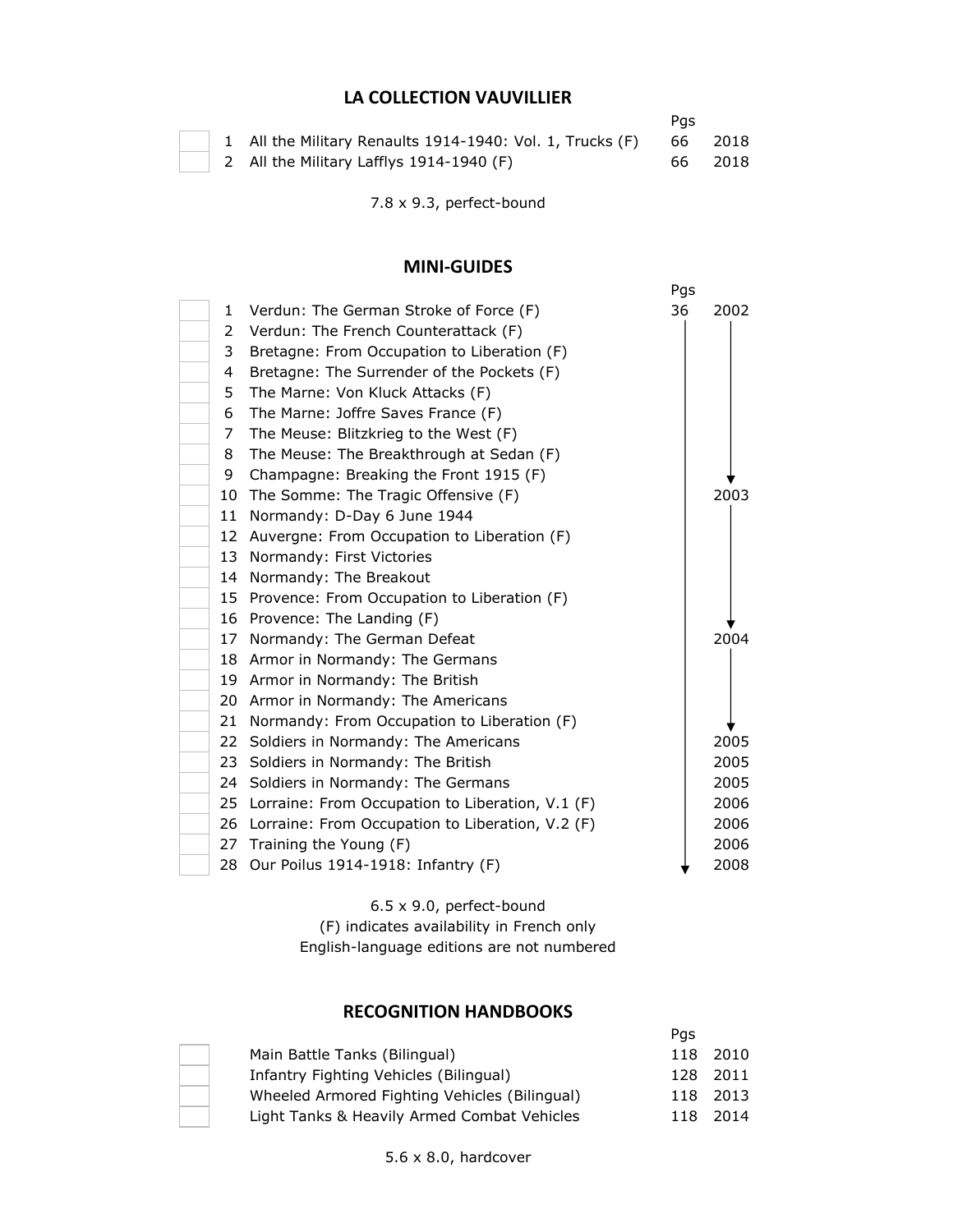## LA COLLECTION VAUVILLIER

| | # | Title | Pgs | Year |
|---|---|---|---|---|
| | 1 | All the Military Renaults 1914-1940: Vol. 1, Trucks (F) | 66 | 2018 |
| | 2 | All the Military Lafflys 1914-1940 (F) | 66 | 2018 |

7.8 x 9.3, perfect-bound

## MINI-GUIDES

| | # | Title | Pgs | Year |
|---|---|---|---|---|
| | 1 | Verdun: The German Stroke of Force (F) | 36 | 2002 |
| | 2 | Verdun: The French Counterattack (F) | | |
| | 3 | Bretagne: From Occupation to Liberation (F) | | |
| | 4 | Bretagne: The Surrender of the Pockets (F) | | |
| | 5 | The Marne: Von Kluck Attacks (F) | | |
| | 6 | The Marne: Joffre Saves France (F) | | |
| | 7 | The Meuse: Blitzkrieg to the West (F) | | |
| | 8 | The Meuse: The Breakthrough at Sedan (F) | | |
| | 9 | Champagne: Breaking the Front 1915 (F) | | |
| | 10 | The Somme: The Tragic Offensive (F) | | 2003 |
| | 11 | Normandy: D-Day 6 June 1944 | | |
| | 12 | Auvergne: From Occupation to Liberation (F) | | |
| | 13 | Normandy: First Victories | | |
| | 14 | Normandy: The Breakout | | |
| | 15 | Provence: From Occupation to Liberation (F) | | |
| | 16 | Provence: The Landing (F) | | |
| | 17 | Normandy: The German Defeat | | 2004 |
| | 18 | Armor in Normandy: The Germans | | |
| | 19 | Armor in Normandy: The British | | |
| | 20 | Armor in Normandy: The Americans | | |
| | 21 | Normandy: From Occupation to Liberation (F) | | |
| | 22 | Soldiers in Normandy: The Americans | | 2005 |
| | 23 | Soldiers in Normandy: The British | | 2005 |
| | 24 | Soldiers in Normandy: The Germans | | 2005 |
| | 25 | Lorraine: From Occupation to Liberation, V.1 (F) | | 2006 |
| | 26 | Lorraine: From Occupation to Liberation, V.2 (F) | | 2006 |
| | 27 | Training the Young (F) | | 2006 |
| | 28 | Our Poilus 1914-1918: Infantry (F) | | 2008 |

6.5 x 9.0, perfect-bound
(F) indicates availability in French only
English-language editions are not numbered

## RECOGNITION HANDBOOKS

| | Title | Pgs | Year |
|---|---|---|---|
| | Main Battle Tanks (Bilingual) | 118 | 2010 |
| | Infantry Fighting Vehicles (Bilingual) | 128 | 2011 |
| | Wheeled Armored Fighting Vehicles (Bilingual) | 118 | 2013 |
| | Light Tanks & Heavily Armed Combat Vehicles | 118 | 2014 |

5.6 x 8.0, hardcover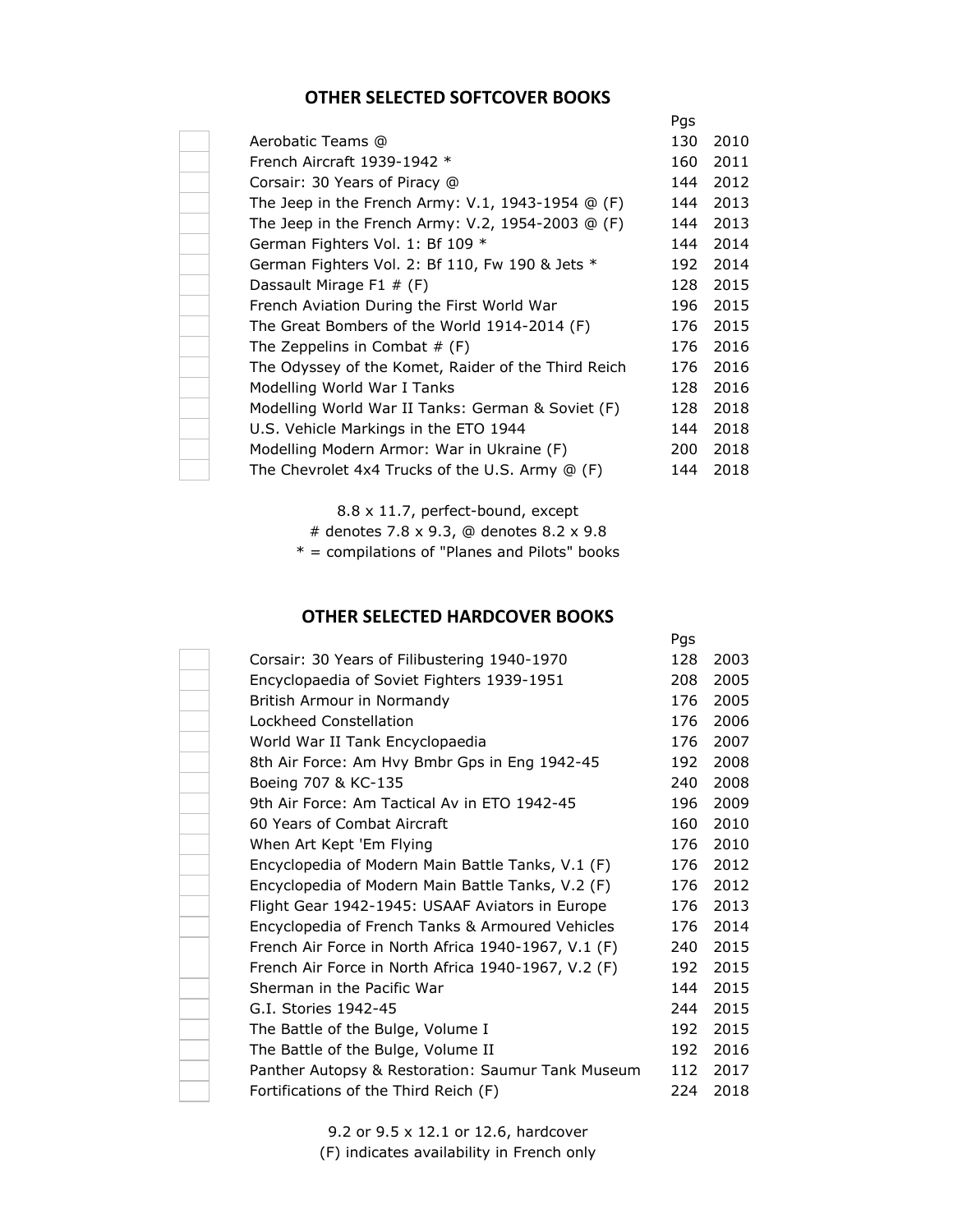## OTHER SELECTED SOFTCOVER BOOKS

| | | Pgs | |
|---|---|---|---|
| | Aerobatic Teams @ | 130 | 2010 |
| | French Aircraft 1939-1942 * | 160 | 2011 |
| | Corsair: 30 Years of Piracy @ | 144 | 2012 |
| | The Jeep in the French Army: V.1, 1943-1954 @ (F) | 144 | 2013 |
| | The Jeep in the French Army: V.2, 1954-2003 @ (F) | 144 | 2013 |
| | German Fighters Vol. 1: Bf 109 * | 144 | 2014 |
| | German Fighters Vol. 2: Bf 110, Fw 190 & Jets * | 192 | 2014 |
| | Dassault Mirage F1 # (F) | 128 | 2015 |
| | French Aviation During the First World War | 196 | 2015 |
| | The Great Bombers of the World 1914-2014 (F) | 176 | 2015 |
| | The Zeppelins in Combat # (F) | 176 | 2016 |
| | The Odyssey of the Komet, Raider of the Third Reich | 176 | 2016 |
| | Modelling World War I Tanks | 128 | 2016 |
| | Modelling World War II Tanks: German & Soviet (F) | 128 | 2018 |
| | U.S. Vehicle Markings in the ETO 1944 | 144 | 2018 |
| | Modelling Modern Armor: War in Ukraine (F) | 200 | 2018 |
| | The Chevrolet 4x4 Trucks of the U.S. Army @ (F) | 144 | 2018 |

8.8 x 11.7, perfect-bound, except
# denotes 7.8 x 9.3, @ denotes 8.2 x 9.8
* = compilations of "Planes and Pilots" books

## OTHER SELECTED HARDCOVER BOOKS

| | | Pgs | |
|---|---|---|---|
| | Corsair: 30 Years of Filibustering 1940-1970 | 128 | 2003 |
| | Encyclopaedia of Soviet Fighters 1939-1951 | 208 | 2005 |
| | British Armour in Normandy | 176 | 2005 |
| | Lockheed Constellation | 176 | 2006 |
| | World War II Tank Encyclopaedia | 176 | 2007 |
| | 8th Air Force: Am Hvy Bmbr Gps in Eng 1942-45 | 192 | 2008 |
| | Boeing 707 & KC-135 | 240 | 2008 |
| | 9th Air Force: Am Tactical Av in ETO 1942-45 | 196 | 2009 |
| | 60 Years of Combat Aircraft | 160 | 2010 |
| | When Art Kept 'Em Flying | 176 | 2010 |
| | Encyclopedia of Modern Main Battle Tanks, V.1 (F) | 176 | 2012 |
| | Encyclopedia of Modern Main Battle Tanks, V.2 (F) | 176 | 2012 |
| | Flight Gear 1942-1945: USAAF Aviators in Europe | 176 | 2013 |
| | Encyclopedia of French Tanks & Armoured Vehicles | 176 | 2014 |
| | French Air Force in North Africa 1940-1967, V.1 (F) | 240 | 2015 |
| | French Air Force in North Africa 1940-1967, V.2 (F) | 192 | 2015 |
| | Sherman in the Pacific War | 144 | 2015 |
| | G.I. Stories 1942-45 | 244 | 2015 |
| | The Battle of the Bulge, Volume I | 192 | 2015 |
| | The Battle of the Bulge, Volume II | 192 | 2016 |
| | Panther Autopsy & Restoration: Saumur Tank Museum | 112 | 2017 |
| | Fortifications of the Third Reich (F) | 224 | 2018 |

9.2 or 9.5 x 12.1 or 12.6, hardcover
(F) indicates availability in French only